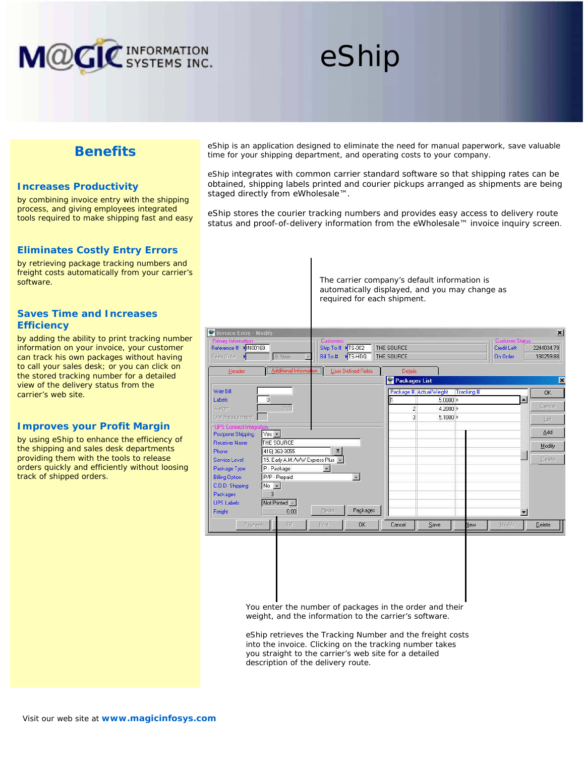# eShip

MAGIC INFORMATION SYSTEMS INC.

## Benefits

### Increases Productivity

by combining invoice entry with the shipping process, and giving employees integrated tools required to make shipping fast and easy

### Eliminates Costly Entry Errors

by retrieving package tracking numbers and freight costs automatically from your carrier's software.

### Saves Time and Increases Efficiency

by adding the ability to print tracking number information on your invoice, your customer can track his own packages without having to call your sales desk; or you can click on the stored tracking number for a detailed view of the delivery status from the carrier's web site.

### Improves your Profit Margin

by using eShip to enhance the efficiency of the shipping and sales desk departments providing them with the tools to release orders quickly and efficiently without loosing track of shipped orders.

eShip is an application designed to eliminate the need for manual paperwork, save valuable time for your shipping department, and operating costs to your company.

eShip integrates with common carrier standard software so that shipping rates can be obtained, shipping labels printed and courier pickups arranged as shipments are being staged directly from eWholesale™.

eShip stores the courier tracking numbers and provides easy access to delivery route status and proof-of-delivery information from the eWholesale™ invoice inquiry screen.

The carrier company's default information is automatically displayed, and you may change as required for each shipment.

You enter the number of packages in the order and their weight, and the information to the carrier's software.

eShip retrieves the Tracking Number and the freight costs into the invoice. Clicking on the tracking number takes you straight to the carrier's web site for a detailed description of the delivery route.

Visit our web site at **www.magicinfosys.com**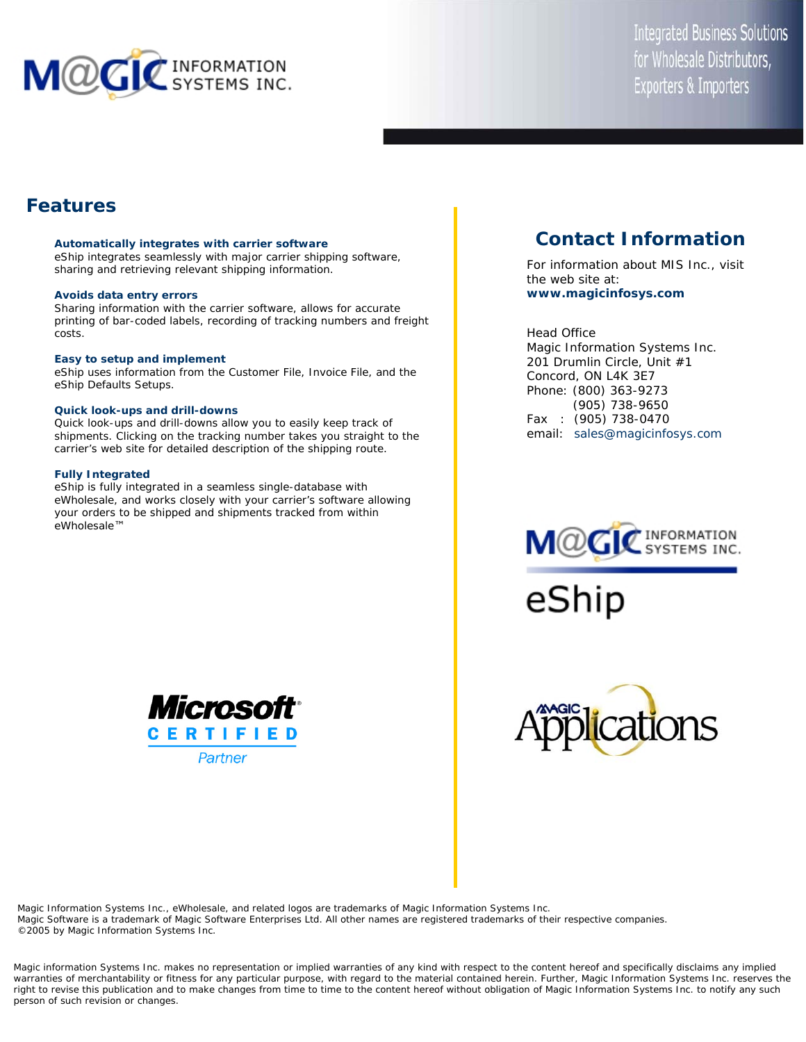MAGIC INFORMATION SYSTEMS INC.

Integrated Business Solutions for Wholesale Distributors, Exporters & Importers

## Features

**Automatically integrates with carrier software**
eShip integrates seamlessly with major carrier shipping software, sharing and retrieving relevant shipping information.

**Avoids data entry errors**
Sharing information with the carrier software, allows for accurate printing of bar-coded labels, recording of tracking numbers and freight costs.

**Easy to setup and implement**
eShip uses information from the Customer File, Invoice File, and the eShip Defaults Setups.

**Quick look-ups and drill-downs**
Quick look-ups and drill-downs allow you to easily keep track of shipments. Clicking on the tracking number takes you straight to the carrier's web site for detailed description of the shipping route.

**Fully Integrated**
eShip is fully integrated in a seamless single-database with eWholesale, and works closely with your carrier's software allowing your orders to be shipped and shipments tracked from within eWholesale™

Microsoft CERTIFIED Partner

## Contact Information

For information about MIS Inc., visit the web site at:
**www.magicinfosys.com**

Head Office
Magic Information Systems Inc.
201 Drumlin Circle, Unit #1
Concord, ON L4K 3E7
Phone: (800) 363-9273
(905) 738-9650
Fax : (905) 738-0470
email: sales@magicinfosys.com

MAGIC INFORMATION SYSTEMS INC.

eShip

MAGIC Applications

Magic Information Systems Inc., eWholesale, and related logos are trademarks of Magic Information Systems Inc.
Magic Software is a trademark of Magic Software Enterprises Ltd. All other names are registered trademarks of their respective companies.
©2005 by Magic Information Systems Inc.

Magic information Systems Inc. makes no representation or implied warranties of any kind with respect to the content hereof and specifically disclaims any implied warranties of merchantability or fitness for any particular purpose, with regard to the material contained herein. Further, Magic Information Systems Inc. reserves the right to revise this publication and to make changes from time to time to the content hereof without obligation of Magic Information Systems Inc. to notify any such person of such revision or changes.